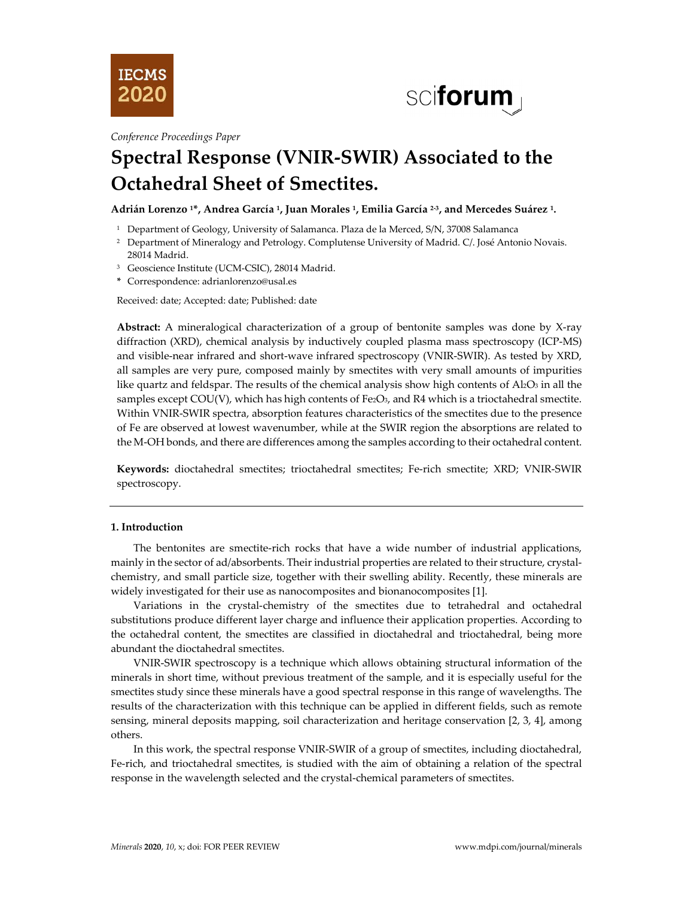*Conference Proceedings Paper*

# Spectral Response (VNIR-SWIR) Associated to the Octahedral Sheet of Smectites.

**Adrián Lorenzo [1]\*, Andrea García [1], Juan Morales [1], Emilia García [2-3], and Mercedes Suárez [1].**

[1] Department of Geology, University of Salamanca. Plaza de la Merced, S/N, 37008 Salamanca
[2] Department of Mineralogy and Petrology. Complutense University of Madrid. C/. José Antonio Novais. 28014 Madrid.
[3] Geoscience Institute (UCM-CSIC), 28014 Madrid.
\* Correspondence: adrianlorenzo@usal.es

Received: date; Accepted: date; Published: date

**Abstract:** A mineralogical characterization of a group of bentonite samples was done by X-ray diffraction (XRD), chemical analysis by inductively coupled plasma mass spectroscopy (ICP-MS) and visible-near infrared and short-wave infrared spectroscopy (VNIR-SWIR). As tested by XRD, all samples are very pure, composed mainly by smectites with very small amounts of impurities like quartz and feldspar. The results of the chemical analysis show high contents of $Al_2O_3$ in all the samples except COU(V), which has high contents of $Fe_2O_3$, and R4 which is a trioctahedral smectite. Within VNIR-SWIR spectra, absorption features characteristics of the smectites due to the presence of Fe are observed at lowest wavenumber, while at the SWIR region the absorptions are related to the M-OH bonds, and there are differences among the samples according to their octahedral content.

**Keywords:** dioctahedral smectites; trioctahedral smectites; Fe-rich smectite; XRD; VNIR-SWIR spectroscopy.

## 1. Introduction

The bentonites are smectite-rich rocks that have a wide number of industrial applications, mainly in the sector of ad/absorbents. Their industrial properties are related to their structure, crystal-chemistry, and small particle size, together with their swelling ability. Recently, these minerals are widely investigated for their use as nanocomposites and bionanocomposites [1].

Variations in the crystal-chemistry of the smectites due to tetrahedral and octahedral substitutions produce different layer charge and influence their application properties. According to the octahedral content, the smectites are classified in dioctahedral and trioctahedral, being more abundant the dioctahedral smectites.

VNIR-SWIR spectroscopy is a technique which allows obtaining structural information of the minerals in short time, without previous treatment of the sample, and it is especially useful for the smectites study since these minerals have a good spectral response in this range of wavelengths. The results of the characterization with this technique can be applied in different fields, such as remote sensing, mineral deposits mapping, soil characterization and heritage conservation [2, 3, 4], among others.

In this work, the spectral response VNIR-SWIR of a group of smectites, including dioctahedral, Fe-rich, and trioctahedral smectites, is studied with the aim of obtaining a relation of the spectral response in the wavelength selected and the crystal-chemical parameters of smectites.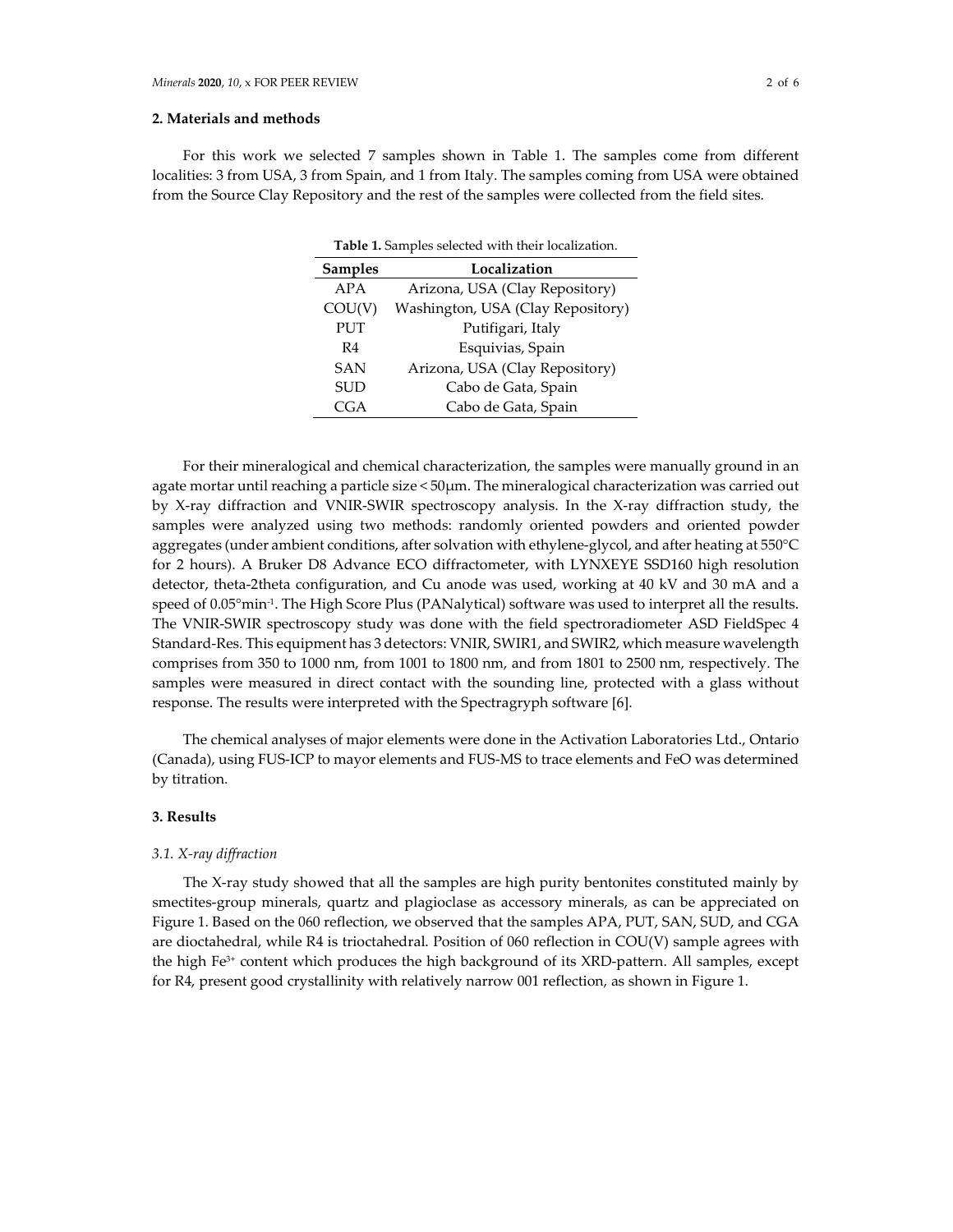## 2. Materials and methods

For this work we selected 7 samples shown in Table 1. The samples come from different localities: 3 from USA, 3 from Spain, and 1 from Italy. The samples coming from USA were obtained from the Source Clay Repository and the rest of the samples were collected from the field sites.

**Table 1.** Samples selected with their localization.

| Samples | Localization |
| --- | --- |
| APA | Arizona, USA (Clay Repository) |
| COU(V) | Washington, USA (Clay Repository) |
| PUT | Putifigari, Italy |
| R4 | Esquivias, Spain |
| SAN | Arizona, USA (Clay Repository) |
| SUD | Cabo de Gata, Spain |
| CGA | Cabo de Gata, Spain |

For their mineralogical and chemical characterization, the samples were manually ground in an agate mortar until reaching a particle size < 50μm. The mineralogical characterization was carried out by X-ray diffraction and VNIR-SWIR spectroscopy analysis. In the X-ray diffraction study, the samples were analyzed using two methods: randomly oriented powders and oriented powder aggregates (under ambient conditions, after solvation with ethylene-glycol, and after heating at 550°C for 2 hours). A Bruker D8 Advance ECO diffractometer, with LYNXEYE SSD160 high resolution detector, theta-2theta configuration, and Cu anode was used, working at 40 kV and 30 mA and a speed of 0.05°min$^{-1}$. The High Score Plus (PANalytical) software was used to interpret all the results. The VNIR-SWIR spectroscopy study was done with the field spectroradiometer ASD FieldSpec 4 Standard-Res. This equipment has 3 detectors: VNIR, SWIR1, and SWIR2, which measure wavelength comprises from 350 to 1000 nm, from 1001 to 1800 nm, and from 1801 to 2500 nm, respectively. The samples were measured in direct contact with the sounding line, protected with a glass without response. The results were interpreted with the Spectragryph software [6].

The chemical analyses of major elements were done in the Activation Laboratories Ltd., Ontario (Canada), using FUS-ICP to mayor elements and FUS-MS to trace elements and FeO was determined by titration.

## 3. Results

### *3.1. X-ray diffraction*

The X-ray study showed that all the samples are high purity bentonites constituted mainly by smectites-group minerals, quartz and plagioclase as accessory minerals, as can be appreciated on Figure 1. Based on the 060 reflection, we observed that the samples APA, PUT, SAN, SUD, and CGA are dioctahedral, while R4 is trioctahedral. Position of 060 reflection in COU(V) sample agrees with the high $Fe^{3+}$ content which produces the high background of its XRD-pattern. All samples, except for R4, present good crystallinity with relatively narrow 001 reflection, as shown in Figure 1.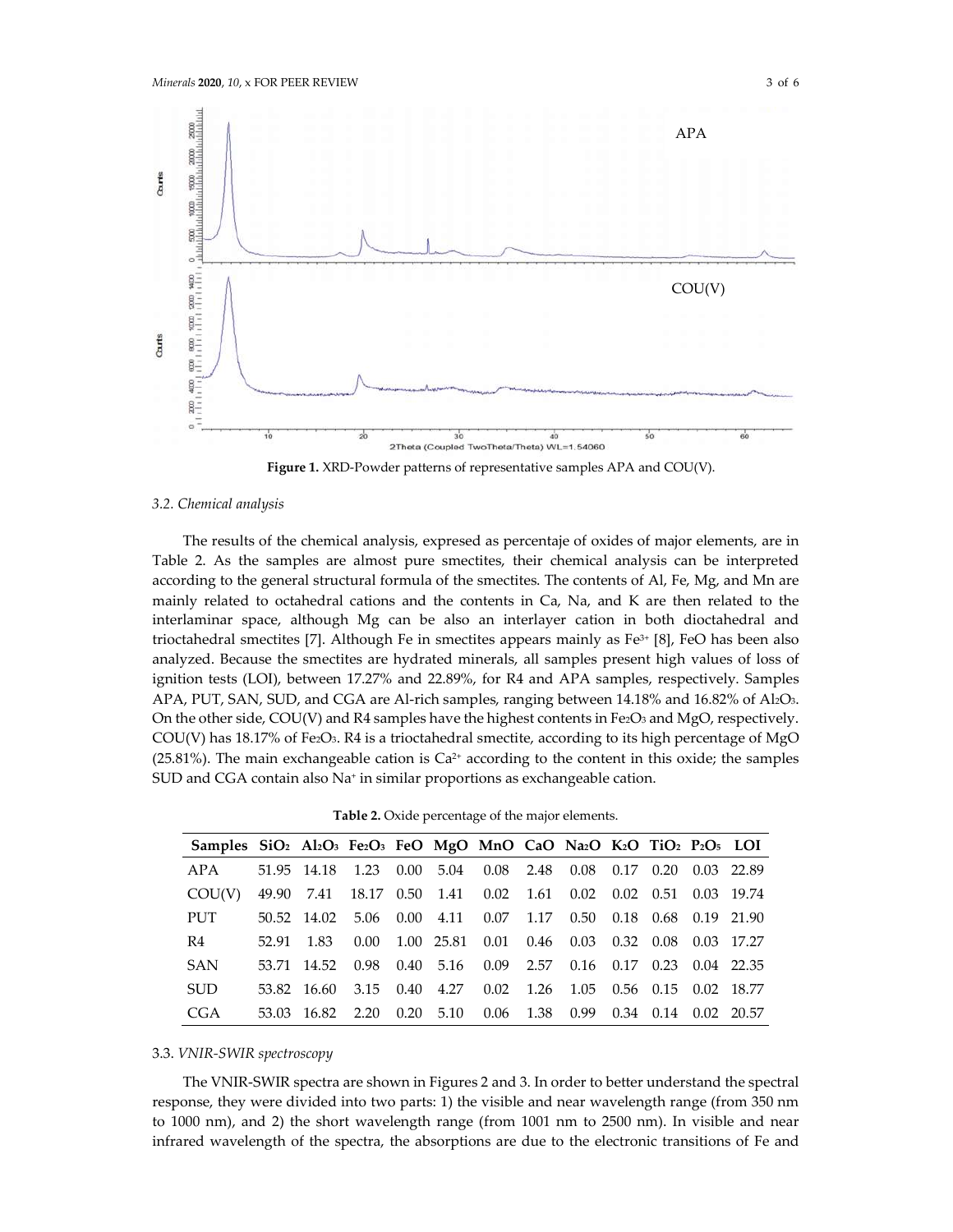Figure 1. XRD-Powder patterns of representative samples APA and COU(V).

*3.2. Chemical analysis*

The results of the chemical analysis, expresed as percentaje of oxides of major elements, are in Table 2. As the samples are almost pure smectites, their chemical analysis can be interpreted according to the general structural formula of the smectites. The contents of Al, Fe, Mg, and Mn are mainly related to octahedral cations and the contents in Ca, Na, and K are then related to the interlaminar space, although Mg can be also an interlayer cation in both dioctahedral and trioctahedral smectites [7]. Although Fe in smectites appears mainly as $Fe^{3+}$ [8], FeO has been also analyzed. Because the smectites are hydrated minerals, all samples present high values of loss of ignition tests (LOI), between 17.27% and 22.89%, for R4 and APA samples, respectively. Samples APA, PUT, SAN, SUD, and CGA are Al-rich samples, ranging between 14.18% and 16.82% of $Al_2O_3$. On the other side, COU(V) and R4 samples have the highest contents in $Fe_2O_3$ and MgO, respectively. COU(V) has 18.17% of $Fe_2O_3$. R4 is a trioctahedral smectite, according to its high percentage of MgO (25.81%). The main exchangeable cation is $Ca^{2+}$ according to the content in this oxide; the samples SUD and CGA contain also $Na^{+}$ in similar proportions as exchangeable cation.

**Table 2.** Oxide percentage of the major elements.

| Samples | $SiO_2$ | $Al_2O_3$ | $Fe_2O_3$ | FeO | MgO | MnO | CaO | $Na_2O$ | $K_2O$ | $TiO_2$ | $P_2O_5$ | LOI |
|---|---|---|---|---|---|---|---|---|---|---|---|---|
| APA | 51.95 | 14.18 | 1.23 | 0.00 | 5.04 | 0.08 | 2.48 | 0.08 | 0.17 | 0.20 | 0.03 | 22.89 |
| COU(V) | 49.90 | 7.41 | 18.17 | 0.50 | 1.41 | 0.02 | 1.61 | 0.02 | 0.02 | 0.51 | 0.03 | 19.74 |
| PUT | 50.52 | 14.02 | 5.06 | 0.00 | 4.11 | 0.07 | 1.17 | 0.50 | 0.18 | 0.68 | 0.19 | 21.90 |
| R4 | 52.91 | 1.83 | 0.00 | 1.00 | 25.81 | 0.01 | 0.46 | 0.03 | 0.32 | 0.08 | 0.03 | 17.27 |
| SAN | 53.71 | 14.52 | 0.98 | 0.40 | 5.16 | 0.09 | 2.57 | 0.16 | 0.17 | 0.23 | 0.04 | 22.35 |
| SUD | 53.82 | 16.60 | 3.15 | 0.40 | 4.27 | 0.02 | 1.26 | 1.05 | 0.56 | 0.15 | 0.02 | 18.77 |
| CGA | 53.03 | 16.82 | 2.20 | 0.20 | 5.10 | 0.06 | 1.38 | 0.99 | 0.34 | 0.14 | 0.02 | 20.57 |

3.3. *VNIR-SWIR spectroscopy*

The VNIR-SWIR spectra are shown in Figures 2 and 3. In order to better understand the spectral response, they were divided into two parts: 1) the visible and near wavelength range (from 350 nm to 1000 nm), and 2) the short wavelength range (from 1001 nm to 2500 nm). In visible and near infrared wavelength of the spectra, the absorptions are due to the electronic transitions of Fe and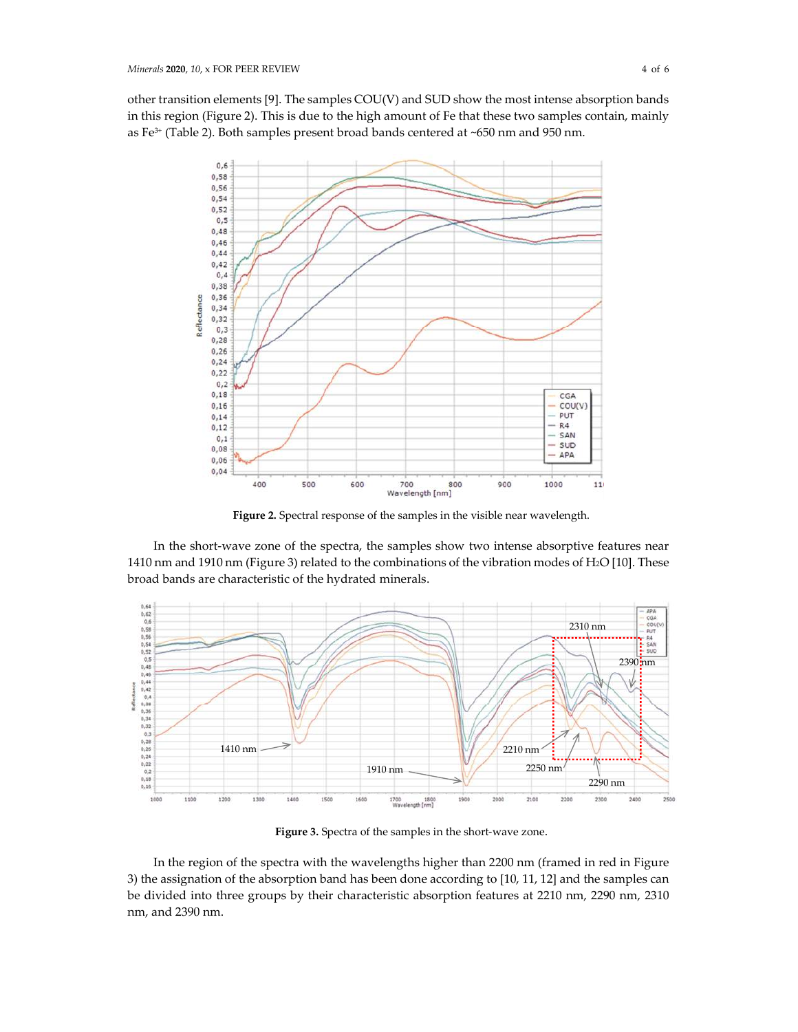other transition elements [9]. The samples COU(V) and SUD show the most intense absorption bands in this region (Figure 2). This is due to the high amount of Fe that these two samples contain, mainly as $Fe^{3+}$ (Table 2). Both samples present broad bands centered at ~650 nm and 950 nm.

**Figure 2.** Spectral response of the samples in the visible near wavelength.

In the short-wave zone of the spectra, the samples show two intense absorptive features near 1410 nm and 1910 nm (Figure 3) related to the combinations of the vibration modes of $H_2O$ [10]. These broad bands are characteristic of the hydrated minerals.

**Figure 3.** Spectra of the samples in the short-wave zone.

In the region of the spectra with the wavelengths higher than 2200 nm (framed in red in Figure 3) the assignation of the absorption band has been done according to [10, 11, 12] and the samples can be divided into three groups by their characteristic absorption features at 2210 nm, 2290 nm, 2310 nm, and 2390 nm.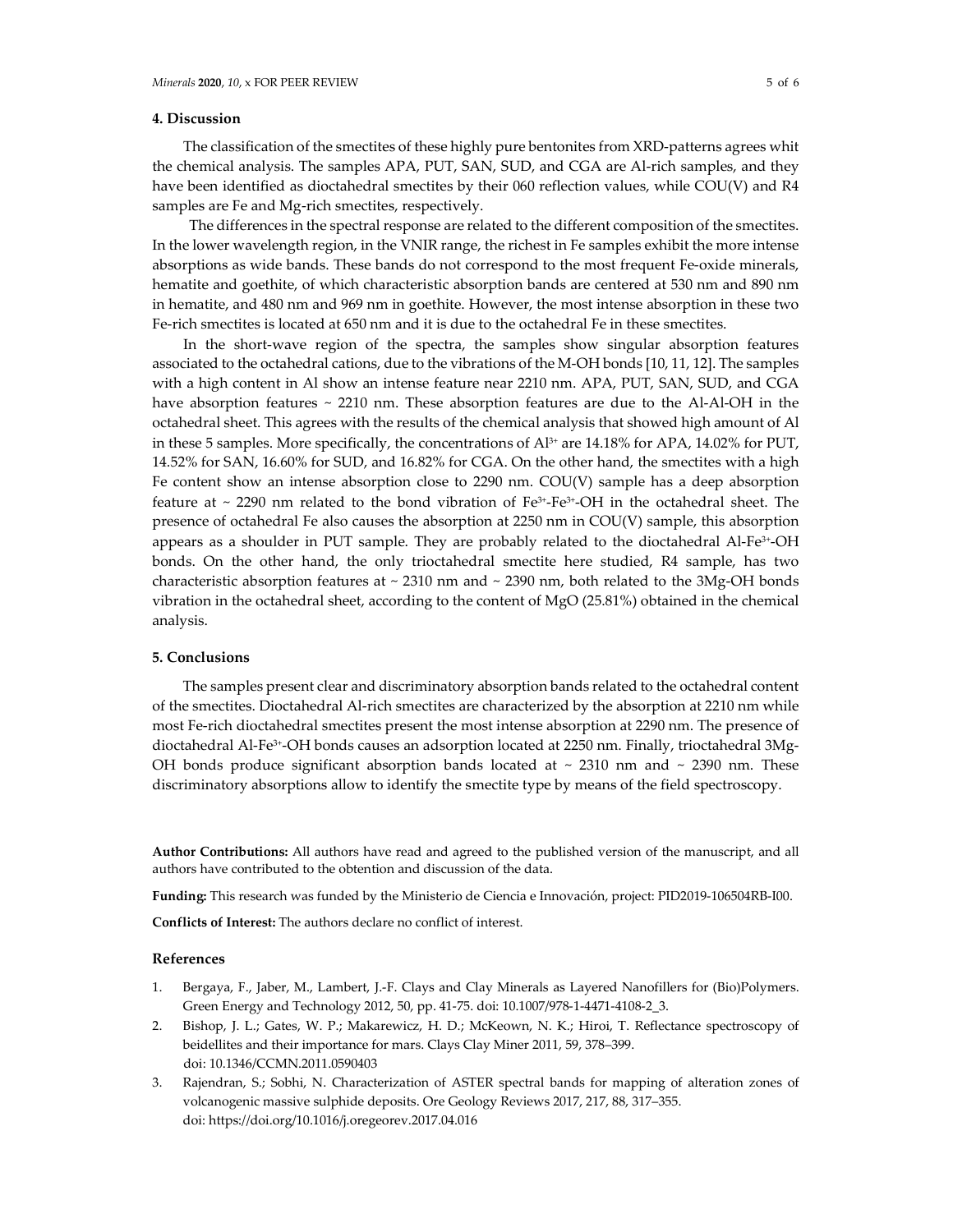## 4. Discussion

The classification of the smectites of these highly pure bentonites from XRD-patterns agrees whit the chemical analysis. The samples APA, PUT, SAN, SUD, and CGA are Al-rich samples, and they have been identified as dioctahedral smectites by their 060 reflection values, while COU(V) and R4 samples are Fe and Mg-rich smectites, respectively.

The differences in the spectral response are related to the different composition of the smectites. In the lower wavelength region, in the VNIR range, the richest in Fe samples exhibit the more intense absorptions as wide bands. These bands do not correspond to the most frequent Fe-oxide minerals, hematite and goethite, of which characteristic absorption bands are centered at 530 nm and 890 nm in hematite, and 480 nm and 969 nm in goethite. However, the most intense absorption in these two Fe-rich smectites is located at 650 nm and it is due to the octahedral Fe in these smectites.

In the short-wave region of the spectra, the samples show singular absorption features associated to the octahedral cations, due to the vibrations of the M-OH bonds [10, 11, 12]. The samples with a high content in Al show an intense feature near 2210 nm. APA, PUT, SAN, SUD, and CGA have absorption features ~ 2210 nm. These absorption features are due to the Al-Al-OH in the octahedral sheet. This agrees with the results of the chemical analysis that showed high amount of Al in these 5 samples. More specifically, the concentrations of $Al^{3+}$ are 14.18% for APA, 14.02% for PUT, 14.52% for SAN, 16.60% for SUD, and 16.82% for CGA. On the other hand, the smectites with a high Fe content show an intense absorption close to 2290 nm. COU(V) sample has a deep absorption feature at ~ 2290 nm related to the bond vibration of $Fe^{3+}$-$Fe^{3+}$-OH in the octahedral sheet. The presence of octahedral Fe also causes the absorption at 2250 nm in COU(V) sample, this absorption appears as a shoulder in PUT sample. They are probably related to the dioctahedral Al-$Fe^{3+}$-OH bonds. On the other hand, the only trioctahedral smectite here studied, R4 sample, has two characteristic absorption features at ~ 2310 nm and ~ 2390 nm, both related to the 3Mg-OH bonds vibration in the octahedral sheet, according to the content of MgO (25.81%) obtained in the chemical analysis.

## 5. Conclusions

The samples present clear and discriminatory absorption bands related to the octahedral content of the smectites. Dioctahedral Al-rich smectites are characterized by the absorption at 2210 nm while most Fe-rich dioctahedral smectites present the most intense absorption at 2290 nm. The presence of dioctahedral Al-$Fe^{3+}$-OH bonds causes an adsorption located at 2250 nm. Finally, trioctahedral 3Mg-OH bonds produce significant absorption bands located at ~ 2310 nm and ~ 2390 nm. These discriminatory absorptions allow to identify the smectite type by means of the field spectroscopy.

**Author Contributions:** All authors have read and agreed to the published version of the manuscript, and all authors have contributed to the obtention and discussion of the data.

**Funding:** This research was funded by the Ministerio de Ciencia e Innovación, project: PID2019-106504RB-I00.

**Conflicts of Interest:** The authors declare no conflict of interest.

## References

1. Bergaya, F., Jaber, M., Lambert, J.-F. Clays and Clay Minerals as Layered Nanofillers for (Bio)Polymers. Green Energy and Technology 2012, 50, pp. 41-75. doi: 10.1007/978-1-4471-4108-2_3.
2. Bishop, J. L.; Gates, W. P.; Makarewicz, H. D.; McKeown, N. K.; Hiroi, T. Reflectance spectroscopy of beidellites and their importance for mars. Clays Clay Miner 2011, 59, 378–399. doi: 10.1346/CCMN.2011.0590403
3. Rajendran, S.; Sobhi, N. Characterization of ASTER spectral bands for mapping of alteration zones of volcanogenic massive sulphide deposits. Ore Geology Reviews 2017, 217, 88, 317–355. doi: https://doi.org/10.1016/j.oregeorev.2017.04.016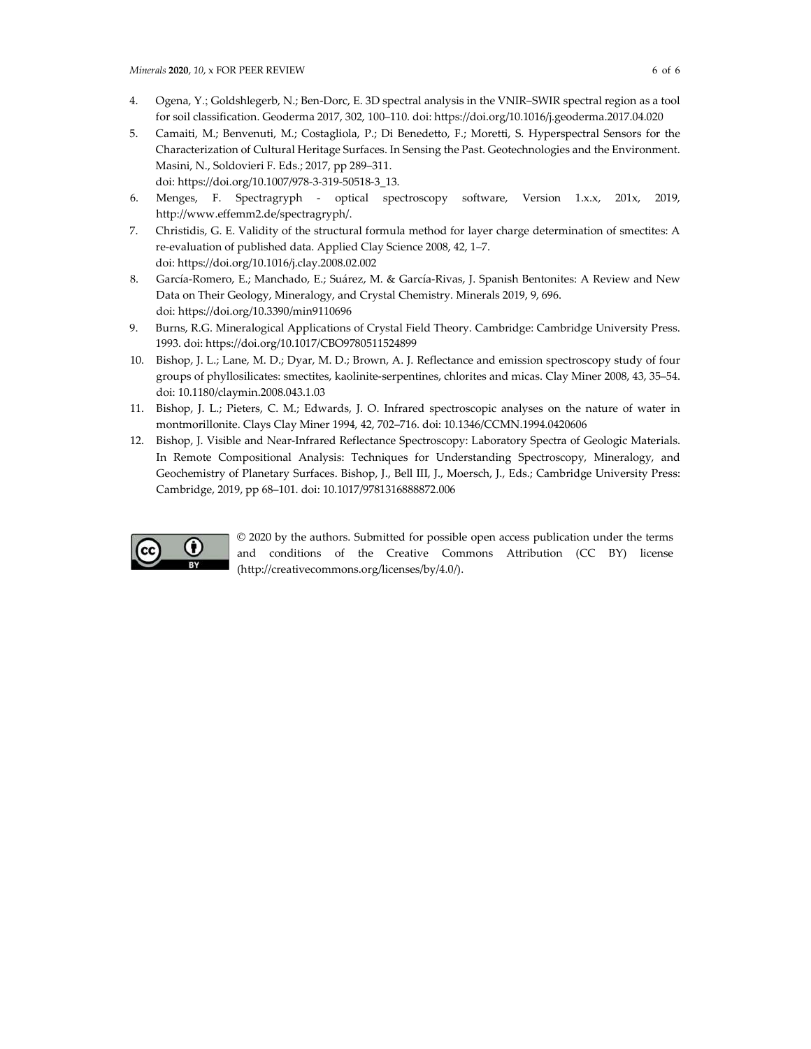4. Ogena, Y.; Goldshlegerb, N.; Ben-Dorc, E. 3D spectral analysis in the VNIR–SWIR spectral region as a tool for soil classification. Geoderma 2017, 302, 100–110. doi: https://doi.org/10.1016/j.geoderma.2017.04.020
5. Camaiti, M.; Benvenuti, M.; Costagliola, P.; Di Benedetto, F.; Moretti, S. Hyperspectral Sensors for the Characterization of Cultural Heritage Surfaces. In Sensing the Past. Geotechnologies and the Environment. Masini, N., Soldovieri F. Eds.; 2017, pp 289–311. doi: https://doi.org/10.1007/978-3-319-50518-3_13.
6. Menges, F. Spectragryph - optical spectroscopy software, Version 1.x.x, 201x, 2019, http://www.effemm2.de/spectragryph/.
7. Christidis, G. E. Validity of the structural formula method for layer charge determination of smectites: A re-evaluation of published data. Applied Clay Science 2008, 42, 1–7. doi: https://doi.org/10.1016/j.clay.2008.02.002
8. García-Romero, E.; Manchado, E.; Suárez, M. & García-Rivas, J. Spanish Bentonites: A Review and New Data on Their Geology, Mineralogy, and Crystal Chemistry. Minerals 2019, 9, 696. doi: https://doi.org/10.3390/min9110696
9. Burns, R.G. Mineralogical Applications of Crystal Field Theory. Cambridge: Cambridge University Press. 1993. doi: https://doi.org/10.1017/CBO9780511524899
10. Bishop, J. L.; Lane, M. D.; Dyar, M. D.; Brown, A. J. Reflectance and emission spectroscopy study of four groups of phyllosilicates: smectites, kaolinite-serpentines, chlorites and micas. Clay Miner 2008, 43, 35–54. doi: 10.1180/claymin.2008.043.1.03
11. Bishop, J. L.; Pieters, C. M.; Edwards, J. O. Infrared spectroscopic analyses on the nature of water in montmorillonite. Clays Clay Miner 1994, 42, 702–716. doi: 10.1346/CCMN.1994.0420606
12. Bishop, J. Visible and Near-Infrared Reflectance Spectroscopy: Laboratory Spectra of Geologic Materials. In Remote Compositional Analysis: Techniques for Understanding Spectroscopy, Mineralogy, and Geochemistry of Planetary Surfaces. Bishop, J., Bell III, J., Moersch, J., Eds.; Cambridge University Press: Cambridge, 2019, pp 68–101. doi: 10.1017/9781316888872.006

© 2020 by the authors. Submitted for possible open access publication under the terms and conditions of the Creative Commons Attribution (CC BY) license (http://creativecommons.org/licenses/by/4.0/).